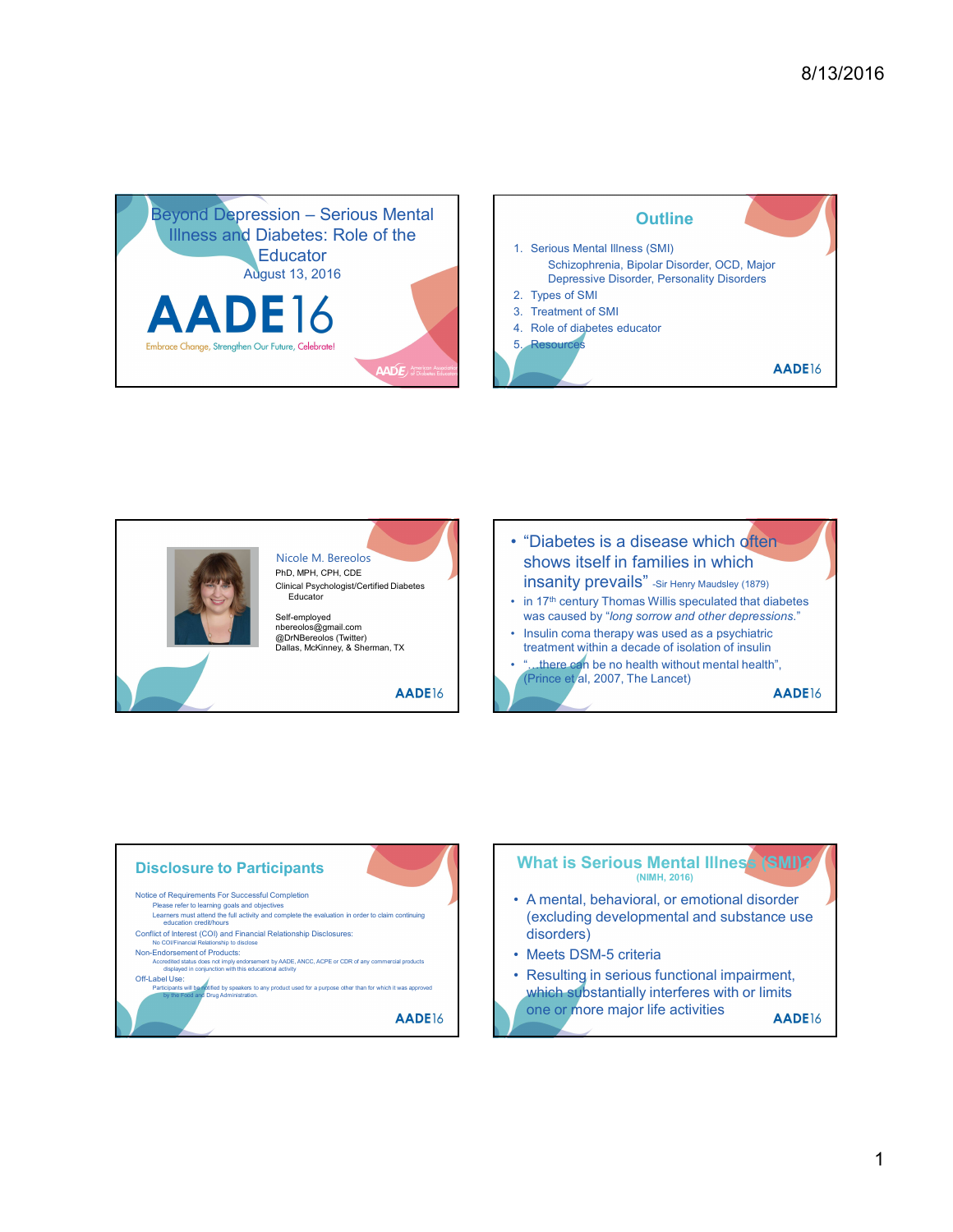# Beyond Depression – Serious Mental Illness and Diabetes: Role of the Educator

August 13, 2016

AADE16

Embrace Change, Strengthen Our Future, Celebrate!

## Outline

1. Serious Mental Illness (SMI)
   - Schizophrenia, Bipolar Disorder, OCD, Major Depressive Disorder, Personality Disorders
2. Types of SMI
3. Treatment of SMI
4. Role of diabetes educator
5. Resources

Nicole M. Bereolos

PhD, MPH, CPH, CDE

Clinical Psychologist/Certified Diabetes Educator

Self-employed

nbereolos@gmail.com

@DrNBereolos (Twitter)

Dallas, McKinney, & Sherman, TX

- "Diabetes is a disease which often shows itself in families in which insanity prevails" -Sir Henry Maudsley (1879)
- in 17th century Thomas Willis speculated that diabetes was caused by "*long sorrow and other depressions.*"
- Insulin coma therapy was used as a psychiatric treatment within a decade of isolation of insulin
- "…there can be no health without mental health", (Prince et al, 2007, The Lancet)

## Disclosure to Participants

Notice of Requirements For Successful Completion
- Please refer to learning goals and objectives
- Learners must attend the full activity and complete the evaluation in order to claim continuing education credit/hours

Conflict of Interest (COI) and Financial Relationship Disclosures:
- No COI/Financial Relationship to disclose

Non-Endorsement of Products:
- Accredited status does not imply endorsement by AADE, ANCC, ACPE or CDR of any commercial products displayed in conjunction with this educational activity

Off-Label Use:
- Participants will be notified by speakers to any product used for a purpose other than for which it was approved by the Food and Drug Administration.

## What is Serious Mental Illness (SMI)?

(NIMH, 2016)

- A mental, behavioral, or emotional disorder (excluding developmental and substance use disorders)
- Meets DSM-5 criteria
- Resulting in serious functional impairment, which substantially interferes with or limits one or more major life activities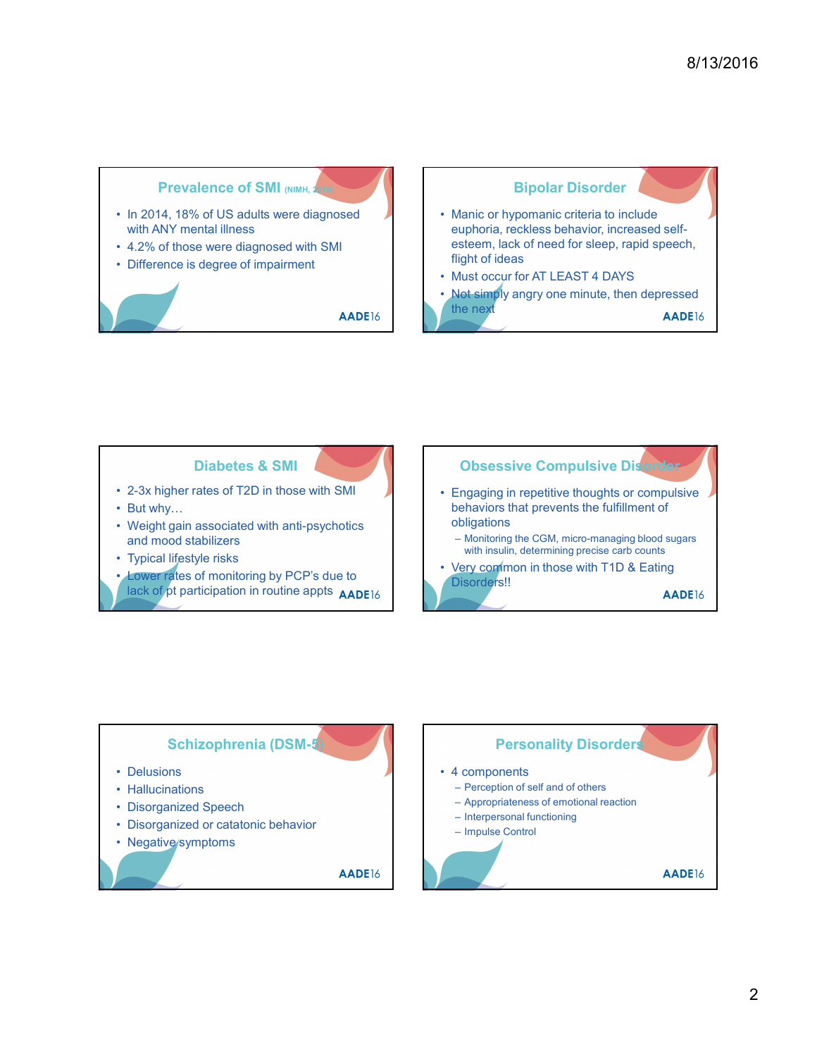## Prevalence of SMI (NIMH, 2016)

- In 2014, 18% of US adults were diagnosed with ANY mental illness
- 4.2% of those were diagnosed with SMI
- Difference is degree of impairment

## Bipolar Disorder

- Manic or hypomanic criteria to include euphoria, reckless behavior, increased self-esteem, lack of need for sleep, rapid speech, flight of ideas
- Must occur for AT LEAST 4 DAYS
- Not simply angry one minute, then depressed the next

## Diabetes & SMI

- 2-3x higher rates of T2D in those with SMI
- But why…
- Weight gain associated with anti-psychotics and mood stabilizers
- Typical lifestyle risks
- Lower rates of monitoring by PCP's due to lack of pt participation in routine appts

## Obsessive Compulsive Disorder

- Engaging in repetitive thoughts or compulsive behaviors that prevents the fulfillment of obligations
  - Monitoring the CGM, micro-managing blood sugars with insulin, determining precise carb counts
- Very common in those with T1D & Eating Disorders!!

## Schizophrenia (DSM-5)

- Delusions
- Hallucinations
- Disorganized Speech
- Disorganized or catatonic behavior
- Negative symptoms

## Personality Disorders

- 4 components
  - Perception of self and of others
  - Appropriateness of emotional reaction
  - Interpersonal functioning
  - Impulse Control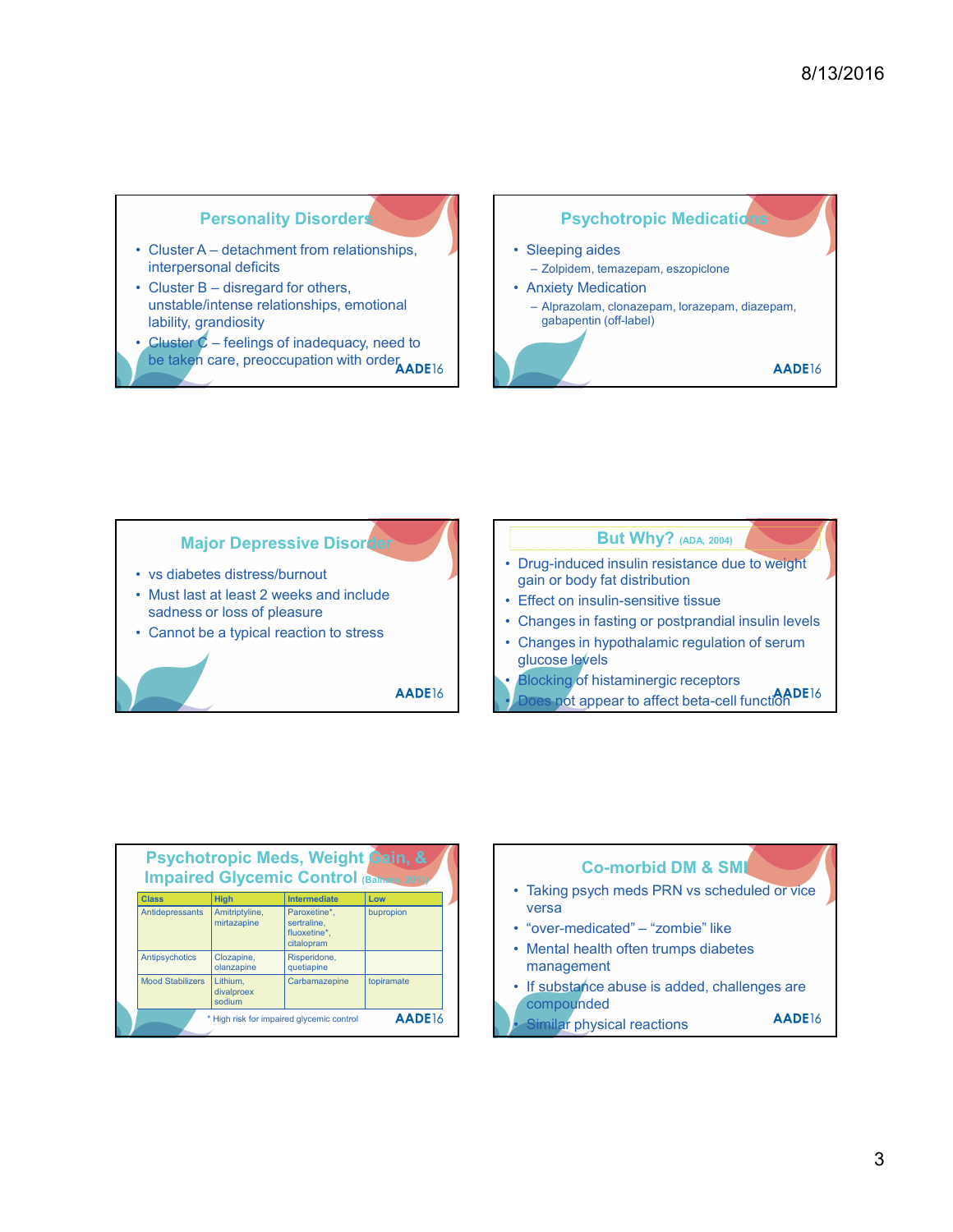## Personality Disorders

- Cluster A – detachment from relationships, interpersonal deficits
- Cluster B – disregard for others, unstable/intense relationships, emotional lability, grandiosity
- Cluster C – feelings of inadequacy, need to be taken care, preoccupation with order

AADE16

## Psychotropic Medications

- Sleeping aides
  - Zolpidem, temazepam, eszopiclone
- Anxiety Medication
  - Alprazolam, clonazepam, lorazepam, diazepam, gabapentin (off-label)

AADE16

## Major Depressive Disorder

- vs diabetes distress/burnout
- Must last at least 2 weeks and include sadness or loss of pleasure
- Cannot be a typical reaction to stress

AADE16

## But Why? (ADA, 2004)

- Drug-induced insulin resistance due to weight gain or body fat distribution
- Effect on insulin-sensitive tissue
- Changes in fasting or postprandial insulin levels
- Changes in hypothalamic regulation of serum glucose levels
- Blocking of histaminergic receptors
- Does not appear to affect beta-cell function

AADE16

## Psychotropic Meds, Weight Gain, & Impaired Glycemic Control (Barnard, 2011)

| Class | High | Intermediate | Low |
|---|---|---|---|
| Antidepressants | Amitriptyline, mirtazapine | Paroxetine*, sertraline, fluoxetine*, citalopram | bupropion |
| Antipsychotics | Clozapine, olanzapine | Risperidone, quetiapine | |
| Mood Stabilizers | Lithium, divalproex sodium | Carbamazepine | topiramate |

* High risk for impaired glycemic control

AADE16

## Co-morbid DM & SMI

- Taking psych meds PRN vs scheduled or vice versa
- "over-medicated" – "zombie" like
- Mental health often trumps diabetes management
- If substance abuse is added, challenges are compounded
- Similar physical reactions

AADE16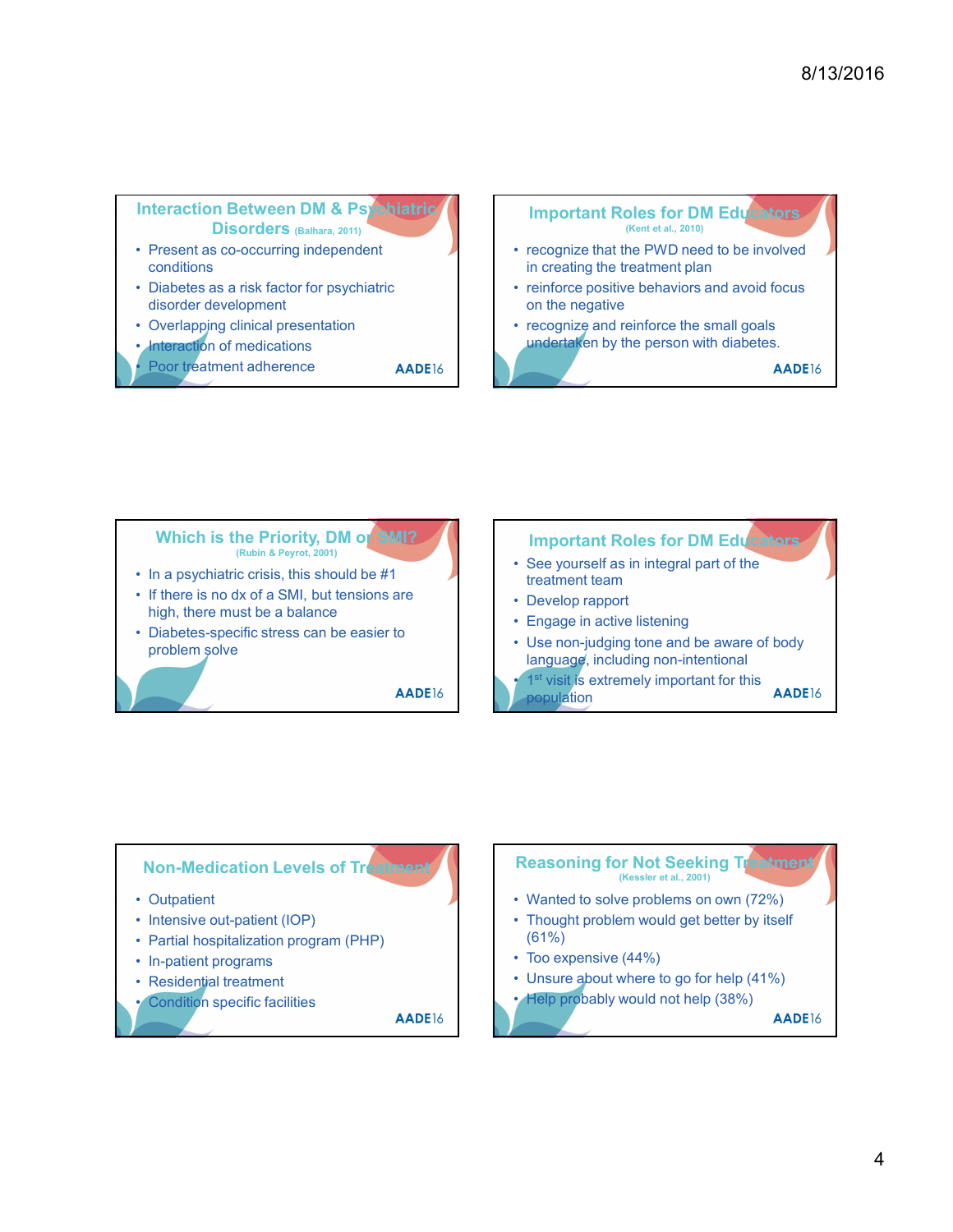## Interaction Between DM & Psychiatric Disorders (Balhara, 2011)

- Present as co-occurring independent conditions
- Diabetes as a risk factor for psychiatric disorder development
- Overlapping clinical presentation
- Interaction of medications
- Poor treatment adherence

AADE16

## Important Roles for DM Educators (Kent et al., 2010)

- recognize that the PWD need to be involved in creating the treatment plan
- reinforce positive behaviors and avoid focus on the negative
- recognize and reinforce the small goals undertaken by the person with diabetes.

AADE16

## Which is the Priority, DM or SMI? (Rubin & Peyrot, 2001)

- In a psychiatric crisis, this should be #1
- If there is no dx of a SMI, but tensions are high, there must be a balance
- Diabetes-specific stress can be easier to problem solve

AADE16

## Important Roles for DM Educators

- See yourself as in integral part of the treatment team
- Develop rapport
- Engage in active listening
- Use non-judging tone and be aware of body language, including non-intentional
- 1st visit is extremely important for this population

AADE16

## Non-Medication Levels of Treatment

- Outpatient
- Intensive out-patient (IOP)
- Partial hospitalization program (PHP)
- In-patient programs
- Residential treatment
- Condition specific facilities

AADE16

## Reasoning for Not Seeking Treatment (Kessler et al., 2001)

- Wanted to solve problems on own (72%)
- Thought problem would get better by itself (61%)
- Too expensive (44%)
- Unsure about where to go for help (41%)
- Help probably would not help (38%)

AADE16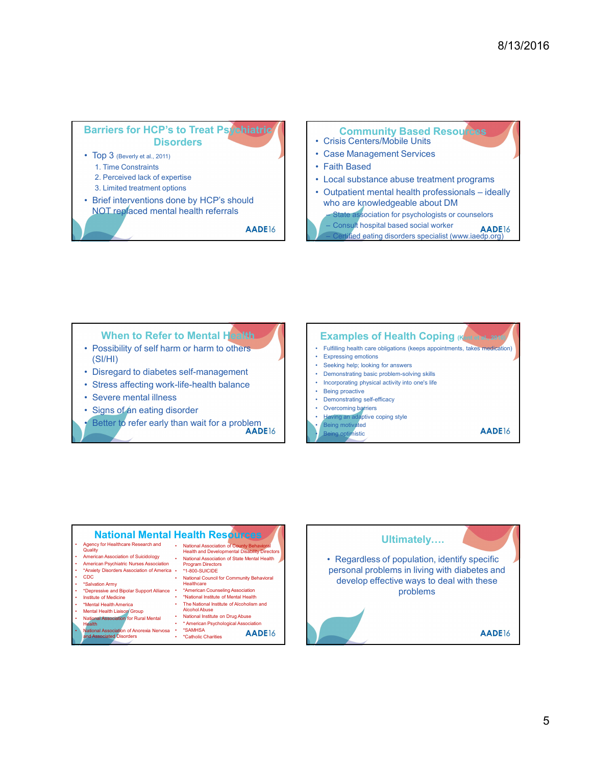## Barriers for HCP's to Treat Psychiatric Disorders

- Top 3 (Beverly et al., 2011)
  1. Time Constraints
  2. Perceived lack of expertise
  3. Limited treatment options
- Brief interventions done by HCP's should NOT replaced mental health referrals

AADE16

## Community Based Resources

- Crisis Centers/Mobile Units
- Case Management Services
- Faith Based
- Local substance abuse treatment programs
- Outpatient mental health professionals – ideally who are knowledgeable about DM
  - State association for psychologists or counselors
  - Consult hospital based social worker
  - Certified eating disorders specialist (www.iaedp.org)

AADE16

## When to Refer to Mental Health

- Possibility of self harm or harm to others (SI/HI)
- Disregard to diabetes self-management
- Stress affecting work-life-health balance
- Severe mental illness
- Signs of an eating disorder
- Better to refer early than wait for a problem

AADE16

## Examples of Health Coping (Kent et al., 2010)

- Fulfilling health care obligations (keeps appointments, takes medication)
- Expressing emotions
- Seeking help; looking for answers
- Demonstrating basic problem-solving skills
- Incorporating physical activity into one's life
- Being proactive
- Demonstrating self-efficacy
- Overcoming barriers
- Having an adaptive coping style
- Being motivated
- Being optimistic

AADE16

## National Mental Health Resources

- Agency for Healthcare Research and Quality
- American Association of Suicidology
- American Psychiatric Nurses Association
- *Anxiety Disorders Association of America
- CDC
- *Salvation Army
- *Depressive and Bipolar Support Alliance
- Institute of Medicine
- *Mental Health America
- Mental Health Liaison Group
- National Association for Rural Mental Health
- National Association of Anorexia Nervosa and Associated Disorders
- National Association of County Behavioral Health and Developmental Disability Directors
- National Association of State Mental Health Program Directors
- *1-800-SUICIDE
- National Council for Community Behavioral Healthcare
- *American Counseling Association
- *National Institute of Mental Health
- The National Institute of Alcoholism and Alcohol Abuse
- National Institute on Drug Abuse
- * American Psychological Association
- *SAMHSA
- *Catholic Charities

AADE16

## Ultimately….

- Regardless of population, identify specific personal problems in living with diabetes and develop effective ways to deal with these problems

AADE16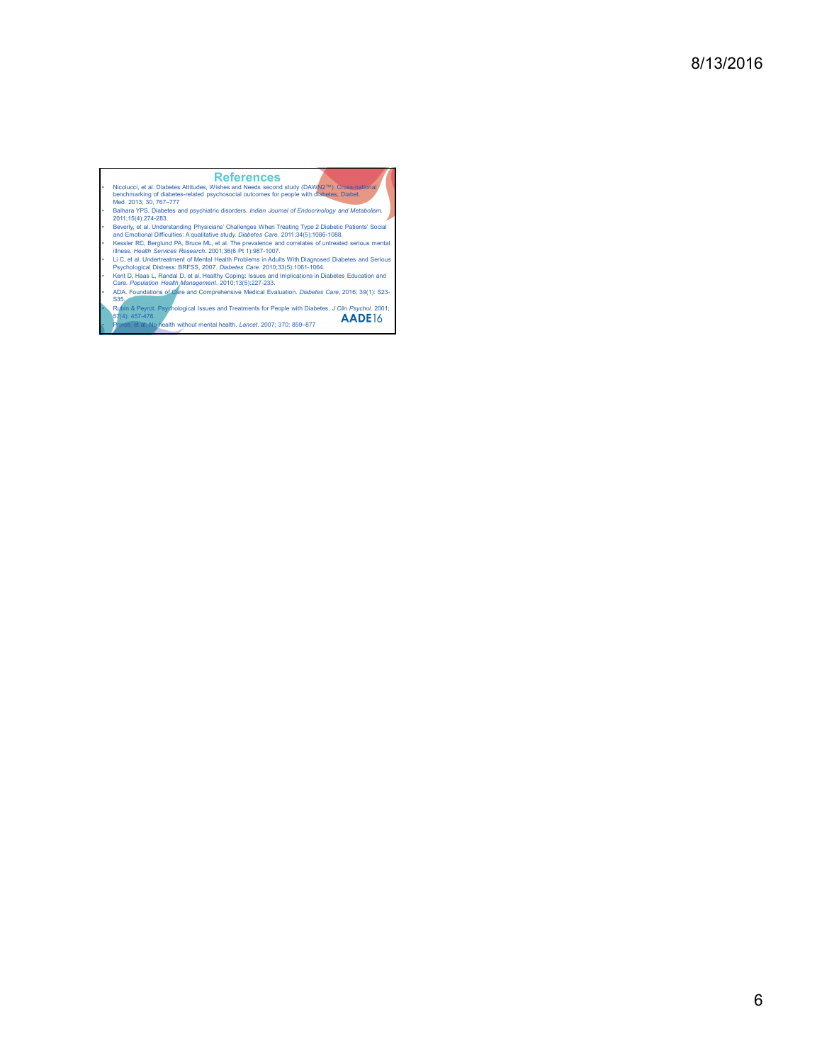# References

- Nicolucci, et al. Diabetes Attitudes, Wishes and Needs second study (DAWN2™): Cross-national benchmarking of diabetes-related psychosocial outcomes for people with diabetes. Diabet. Med. 2013; 30, 767–777
- Balhara YPS. Diabetes and psychiatric disorders. *Indian Journal of Endocrinology and Metabolism*. 2011;15(4):274-283.
- Beverly, et al. Understanding Physicians' Challenges When Treating Type 2 Diabetic Patients' Social and Emotional Difficulties: A qualitative study. *Diabetes Care*. 2011;34(5):1086-1088.
- Kessler RC, Berglund PA, Bruce ML, et al. The prevalence and correlates of untreated serious mental illness. *Health Services Research*. 2001;36(6 Pt 1):987-1007.
- Li C, et al. Undertreatment of Mental Health Problems in Adults With Diagnosed Diabetes and Serious Psychological Distress: BRFSS, 2007. *Diabetes Care*. 2010;33(5):1061-1064.
- Kent D, Haas L, Randal D, et al. Healthy Coping: Issues and Implications in Diabetes Education and Care. *Population Health Management*. 2010;13(5):227-233.
- ADA. Foundations of Care and Comprehensive Medical Evaluation. *Diabetes Care*, 2016; 39(1): S23-S35.
- Rubin & Peyrot. Psychological Issues and Treatments for People with Diabetes. *J Clin Psychol*, 2001; 57(4): 457-478.
- Prince, et al. No health without mental health. *Lancet*. 2007; 370: 859–877

AADE16